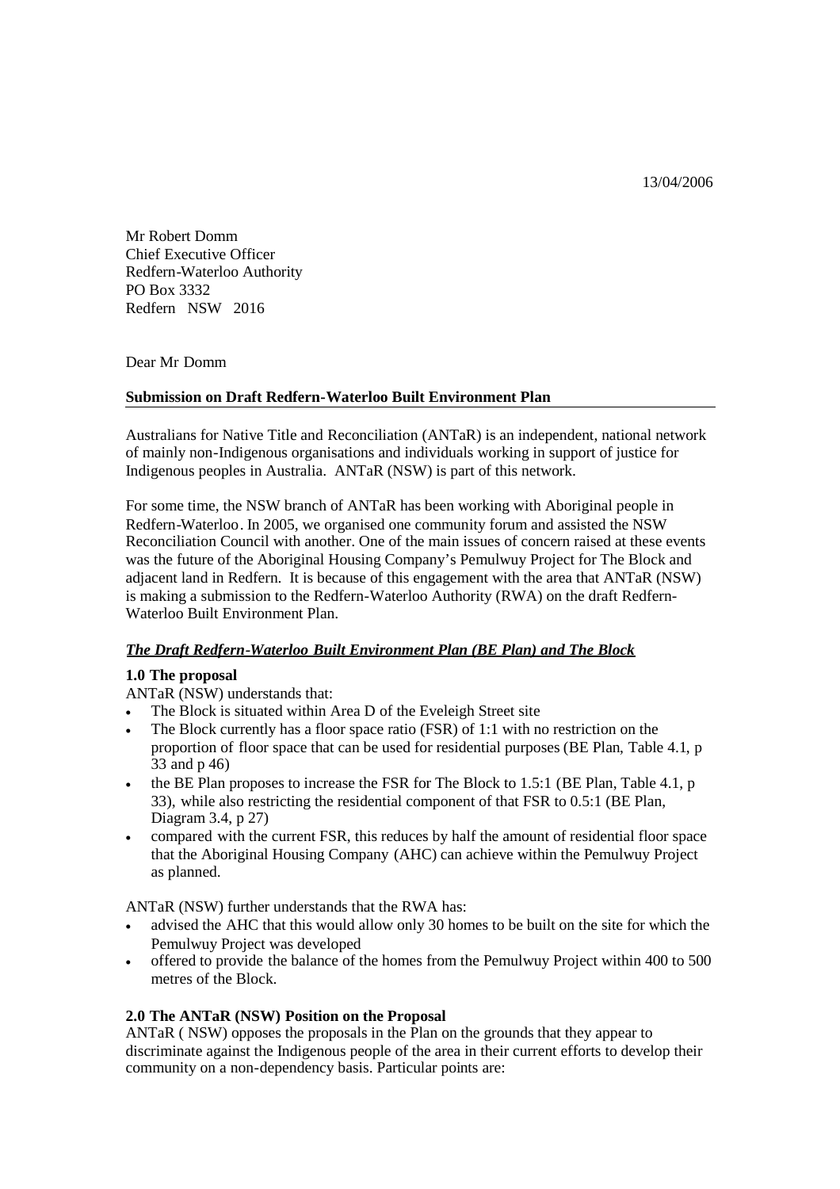13/04/2006

Mr Robert Domm
Chief Executive Officer
Redfern-Waterloo Authority
PO Box 3332
Redfern NSW 2016

Dear Mr Domm

**Submission on Draft Redfern-Waterloo Built Environment Plan**

Australians for Native Title and Reconciliation (ANTaR) is an independent, national network of mainly non-Indigenous organisations and individuals working in support of justice for Indigenous peoples in Australia. ANTaR (NSW) is part of this network.

For some time, the NSW branch of ANTaR has been working with Aboriginal people in Redfern-Waterloo. In 2005, we organised one community forum and assisted the NSW Reconciliation Council with another. One of the main issues of concern raised at these events was the future of the Aboriginal Housing Company's Pemulwuy Project for The Block and adjacent land in Redfern. It is because of this engagement with the area that ANTaR (NSW) is making a submission to the Redfern-Waterloo Authority (RWA) on the draft Redfern-Waterloo Built Environment Plan.

***The Draft Redfern-Waterloo Built Environment Plan (BE Plan) and The Block***

**1.0 The proposal**

ANTaR (NSW) understands that:

- The Block is situated within Area D of the Eveleigh Street site
- The Block currently has a floor space ratio (FSR) of 1:1 with no restriction on the proportion of floor space that can be used for residential purposes (BE Plan, Table 4.1, p 33 and p 46)
- the BE Plan proposes to increase the FSR for The Block to 1.5:1 (BE Plan, Table 4.1, p 33), while also restricting the residential component of that FSR to 0.5:1 (BE Plan, Diagram 3.4, p 27)
- compared with the current FSR, this reduces by half the amount of residential floor space that the Aboriginal Housing Company (AHC) can achieve within the Pemulwuy Project as planned.

ANTaR (NSW) further understands that the RWA has:

- advised the AHC that this would allow only 30 homes to be built on the site for which the Pemulwuy Project was developed
- offered to provide the balance of the homes from the Pemulwuy Project within 400 to 500 metres of the Block.

**2.0 The ANTaR (NSW) Position on the Proposal**

ANTaR ( NSW) opposes the proposals in the Plan on the grounds that they appear to discriminate against the Indigenous people of the area in their current efforts to develop their community on a non-dependency basis. Particular points are: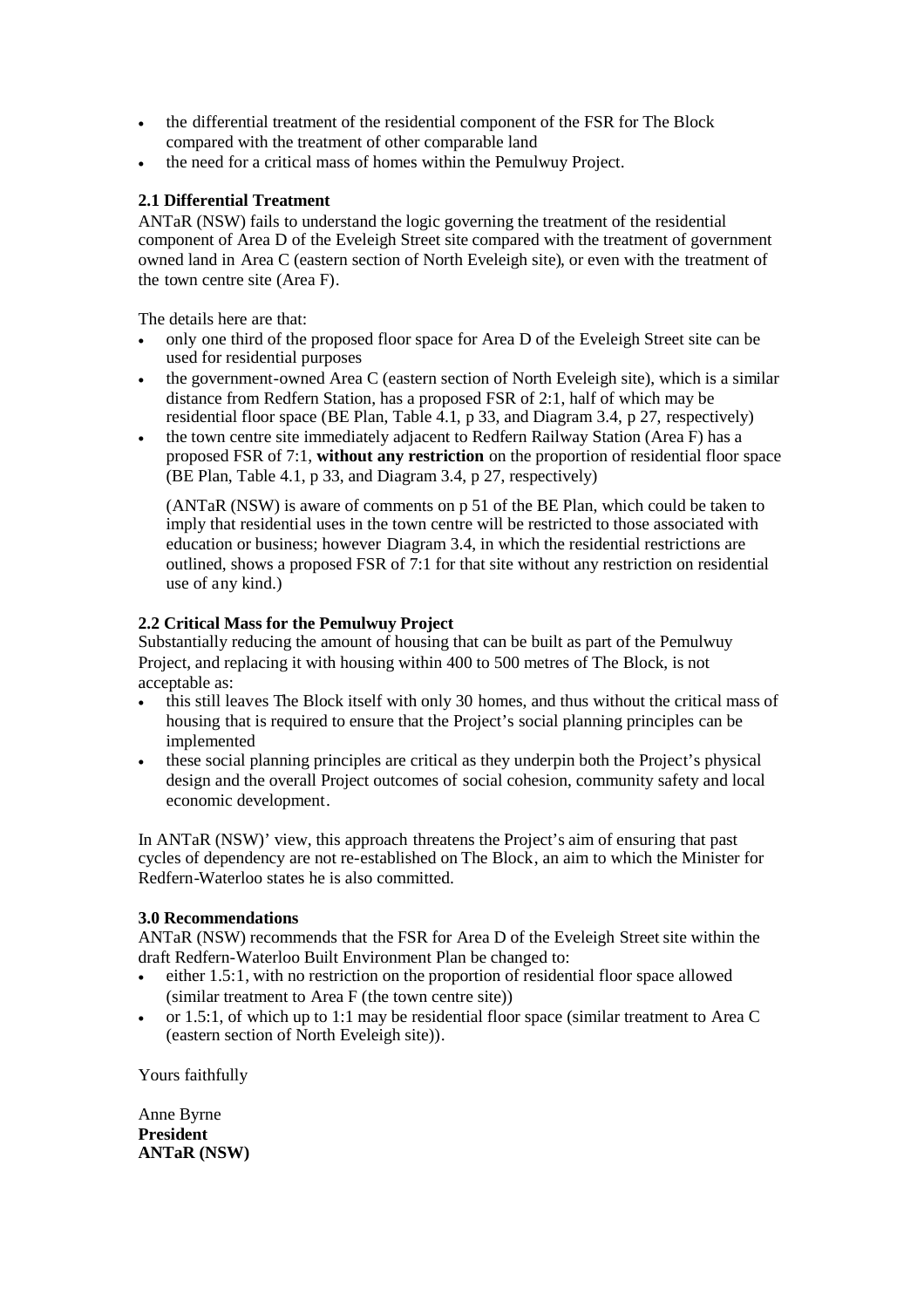- the differential treatment of the residential component of the FSR for The Block compared with the treatment of other comparable land
- the need for a critical mass of homes within the Pemulwuy Project.

### 2.1 Differential Treatment

ANTaR (NSW) fails to understand the logic governing the treatment of the residential component of Area D of the Eveleigh Street site compared with the treatment of government owned land in Area C (eastern section of North Eveleigh site), or even with the treatment of the town centre site (Area F).

The details here are that:

- only one third of the proposed floor space for Area D of the Eveleigh Street site can be used for residential purposes
- the government-owned Area C (eastern section of North Eveleigh site), which is a similar distance from Redfern Station, has a proposed FSR of 2:1, half of which may be residential floor space (BE Plan, Table 4.1, p 33, and Diagram 3.4, p 27, respectively)
- the town centre site immediately adjacent to Redfern Railway Station (Area F) has a proposed FSR of 7:1, **without any restriction** on the proportion of residential floor space (BE Plan, Table 4.1, p 33, and Diagram 3.4, p 27, respectively)

  (ANTaR (NSW) is aware of comments on p 51 of the BE Plan, which could be taken to imply that residential uses in the town centre will be restricted to those associated with education or business; however Diagram 3.4, in which the residential restrictions are outlined, shows a proposed FSR of 7:1 for that site without any restriction on residential use of any kind.)

### 2.2 Critical Mass for the Pemulwuy Project

Substantially reducing the amount of housing that can be built as part of the Pemulwuy Project, and replacing it with housing within 400 to 500 metres of The Block, is not acceptable as:

- this still leaves The Block itself with only 30 homes, and thus without the critical mass of housing that is required to ensure that the Project's social planning principles can be implemented
- these social planning principles are critical as they underpin both the Project's physical design and the overall Project outcomes of social cohesion, community safety and local economic development.

In ANTaR (NSW)' view, this approach threatens the Project's aim of ensuring that past cycles of dependency are not re-established on The Block, an aim to which the Minister for Redfern-Waterloo states he is also committed.

### 3.0 Recommendations

ANTaR (NSW) recommends that the FSR for Area D of the Eveleigh Street site within the draft Redfern-Waterloo Built Environment Plan be changed to:

- either 1.5:1, with no restriction on the proportion of residential floor space allowed (similar treatment to Area F (the town centre site))
- or 1.5:1, of which up to 1:1 may be residential floor space (similar treatment to Area C (eastern section of North Eveleigh site)).

Yours faithfully

Anne Byrne
**President**
**ANTaR (NSW)**